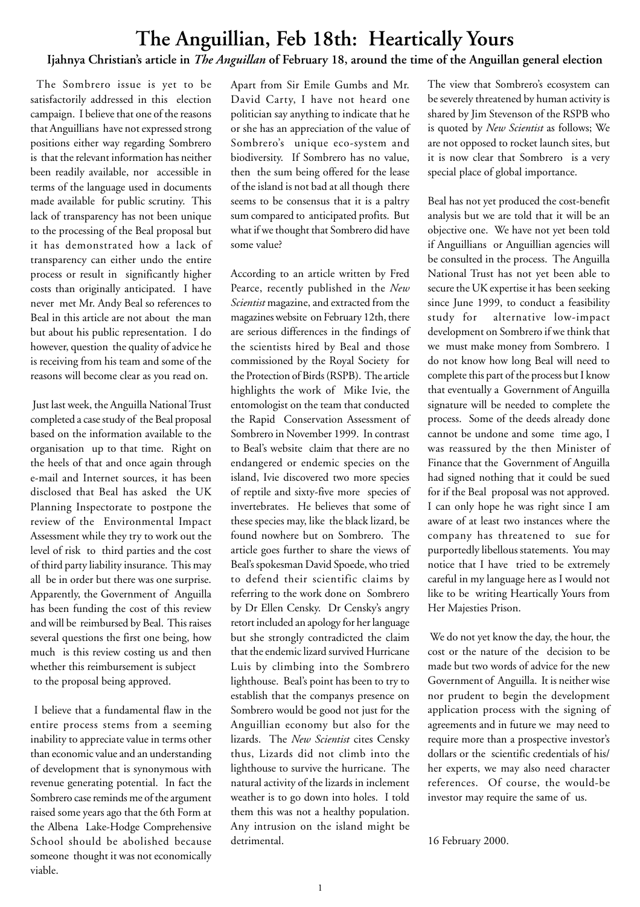# The Anguillian, Feb 18th: Heartically Yours

**Ijahnya Christian's article in *The Anguillan* of February 18, around the time of the Anguillan general election**

The Sombrero issue is yet to be satisfactorily addressed in this election campaign. I believe that one of the reasons that Anguillians have not expressed strong positions either way regarding Sombrero is that the relevant information has neither been readily available, nor accessible in terms of the language used in documents made available for public scrutiny. This lack of transparency has not been unique to the processing of the Beal proposal but it has demonstrated how a lack of transparency can either undo the entire process or result in significantly higher costs than originally anticipated. I have never met Mr. Andy Beal so references to Beal in this article are not about the man but about his public representation. I do however, question the quality of advice he is receiving from his team and some of the reasons will become clear as you read on.

Just last week, the Anguilla National Trust completed a case study of the Beal proposal based on the information available to the organisation up to that time. Right on the heels of that and once again through e-mail and Internet sources, it has been disclosed that Beal has asked the UK Planning Inspectorate to postpone the review of the Environmental Impact Assessment while they try to work out the level of risk to third parties and the cost of third party liability insurance. This may all be in order but there was one surprise. Apparently, the Government of Anguilla has been funding the cost of this review and will be reimbursed by Beal. This raises several questions the first one being, how much is this review costing us and then whether this reimbursement is subject to the proposal being approved.

I believe that a fundamental flaw in the entire process stems from a seeming inability to appreciate value in terms other than economic value and an understanding of development that is synonymous with revenue generating potential. In fact the Sombrero case reminds me of the argument raised some years ago that the 6th Form at the Albena Lake-Hodge Comprehensive School should be abolished because someone thought it was not economically viable.

Apart from Sir Emile Gumbs and Mr. David Carty, I have not heard one politician say anything to indicate that he or she has an appreciation of the value of Sombrero's unique eco-system and biodiversity. If Sombrero has no value, then the sum being offered for the lease of the island is not bad at all though there seems to be consensus that it is a paltry sum compared to anticipated profits. But what if we thought that Sombrero did have some value?

According to an article written by Fred Pearce, recently published in the *New Scientist* magazine, and extracted from the magazines website on February 12th, there are serious differences in the findings of the scientists hired by Beal and those commissioned by the Royal Society for the Protection of Birds (RSPB). The article highlights the work of Mike Ivie, the entomologist on the team that conducted the Rapid Conservation Assessment of Sombrero in November 1999. In contrast to Beal's website claim that there are no endangered or endemic species on the island, Ivie discovered two more species of reptile and sixty-five more species of invertebrates. He believes that some of these species may, like the black lizard, be found nowhere but on Sombrero. The article goes further to share the views of Beal's spokesman David Spoede, who tried to defend their scientific claims by referring to the work done on Sombrero by Dr Ellen Censky. Dr Censky's angry retort included an apology for her language but she strongly contradicted the claim that the endemic lizard survived Hurricane Luis by climbing into the Sombrero lighthouse. Beal's point has been to try to establish that the companys presence on Sombrero would be good not just for the Anguillian economy but also for the lizards. The *New Scientist* cites Censky thus, Lizards did not climb into the lighthouse to survive the hurricane. The natural activity of the lizards in inclement weather is to go down into holes. I told them this was not a healthy population. Any intrusion on the island might be detrimental.

The view that Sombrero's ecosystem can be severely threatened by human activity is shared by Jim Stevenson of the RSPB who is quoted by *New Scientist* as follows; We are not opposed to rocket launch sites, but it is now clear that Sombrero is a very special place of global importance.

Beal has not yet produced the cost-benefit analysis but we are told that it will be an objective one. We have not yet been told if Anguillians or Anguillian agencies will be consulted in the process. The Anguilla National Trust has not yet been able to secure the UK expertise it has been seeking since June 1999, to conduct a feasibility study for alternative low-impact development on Sombrero if we think that we must make money from Sombrero. I do not know how long Beal will need to complete this part of the process but I know that eventually a Government of Anguilla signature will be needed to complete the process. Some of the deeds already done cannot be undone and some time ago, I was reassured by the then Minister of Finance that the Government of Anguilla had signed nothing that it could be sued for if the Beal proposal was not approved. I can only hope he was right since I am aware of at least two instances where the company has threatened to sue for purportedly libellous statements. You may notice that I have tried to be extremely careful in my language here as I would not like to be writing Heartically Yours from Her Majesties Prison.

We do not yet know the day, the hour, the cost or the nature of the decision to be made but two words of advice for the new Government of Anguilla. It is neither wise nor prudent to begin the development application process with the signing of agreements and in future we may need to require more than a prospective investor's dollars or the scientific credentials of his/her experts, we may also need character references. Of course, the would-be investor may require the same of us.

16 February 2000.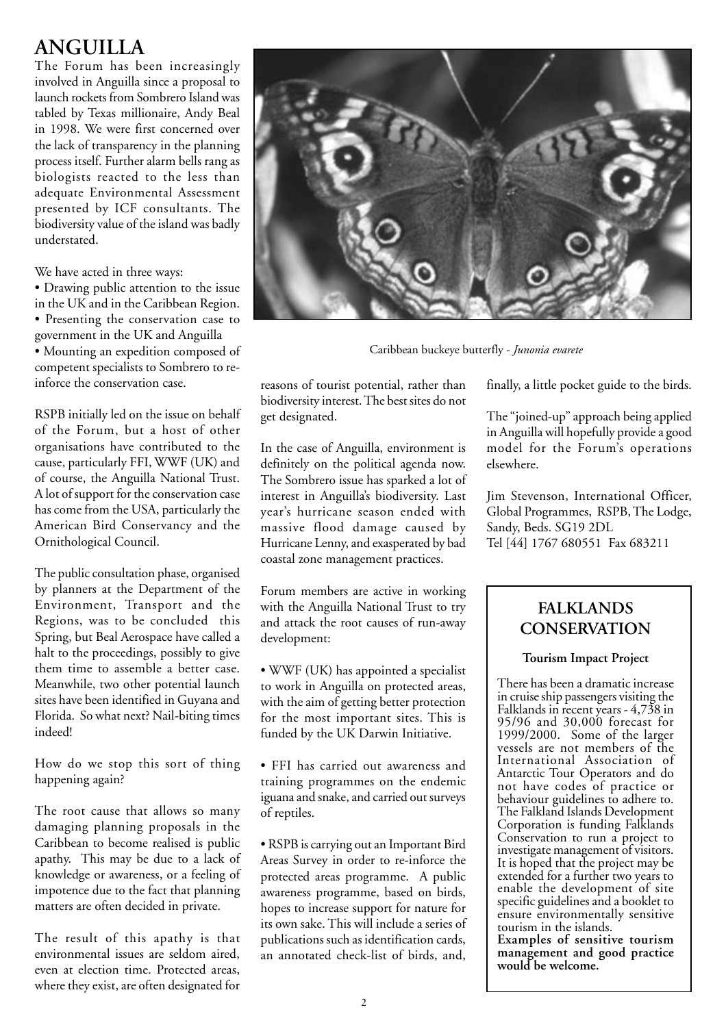# ANGUILLA

The Forum has been increasingly involved in Anguilla since a proposal to launch rockets from Sombrero Island was tabled by Texas millionaire, Andy Beal in 1998. We were first concerned over the lack of transparency in the planning process itself. Further alarm bells rang as biologists reacted to the less than adequate Environmental Assessment presented by ICF consultants. The biodiversity value of the island was badly understated.

We have acted in three ways:

- Drawing public attention to the issue in the UK and in the Caribbean Region.
- Presenting the conservation case to government in the UK and Anguilla
- Mounting an expedition composed of competent specialists to Sombrero to re-inforce the conservation case.

RSPB initially led on the issue on behalf of the Forum, but a host of other organisations have contributed to the cause, particularly FFI, WWF (UK) and of course, the Anguilla National Trust. A lot of support for the conservation case has come from the USA, particularly the American Bird Conservancy and the Ornithological Council.

The public consultation phase, organised by planners at the Department of the Environment, Transport and the Regions, was to be concluded this Spring, but Beal Aerospace have called a halt to the proceedings, possibly to give them time to assemble a better case. Meanwhile, two other potential launch sites have been identified in Guyana and Florida. So what next? Nail-biting times indeed!

How do we stop this sort of thing happening again?

The root cause that allows so many damaging planning proposals in the Caribbean to become realised is public apathy. This may be due to a lack of knowledge or awareness, or a feeling of impotence due to the fact that planning matters are often decided in private.

The result of this apathy is that environmental issues are seldom aired, even at election time. Protected areas, where they exist, are often designated for reasons of tourist potential, rather than biodiversity interest. The best sites do not get designated.

Caribbean buckeye butterfly - *Junonia evarete*

In the case of Anguilla, environment is definitely on the political agenda now. The Sombrero issue has sparked a lot of interest in Anguilla's biodiversity. Last year's hurricane season ended with massive flood damage caused by Hurricane Lenny, and exasperated by bad coastal zone management practices.

Forum members are active in working with the Anguilla National Trust to try and attack the root causes of run-away development:

- WWF (UK) has appointed a specialist to work in Anguilla on protected areas, with the aim of getting better protection for the most important sites. This is funded by the UK Darwin Initiative.
- FFI has carried out awareness and training programmes on the endemic iguana and snake, and carried out surveys of reptiles.
- RSPB is carrying out an Important Bird Areas Survey in order to re-inforce the protected areas programme. A public awareness programme, based on birds, hopes to increase support for nature for its own sake. This will include a series of publications such as identification cards, an annotated check-list of birds, and, finally, a little pocket guide to the birds.

The "joined-up" approach being applied in Anguilla will hopefully provide a good model for the Forum's operations elsewhere.

Jim Stevenson, International Officer, Global Programmes, RSPB, The Lodge, Sandy, Beds. SG19 2DL
Tel [44] 1767 680551 Fax 683211

## FALKLANDS CONSERVATION

### Tourism Impact Project

There has been a dramatic increase in cruise ship passengers visiting the Falklands in recent years - 4,738 in 95/96 and 30,000 forecast for 1999/2000. Some of the larger vessels are not members of the International Association of Antarctic Tour Operators and do not have codes of practice or behaviour guidelines to adhere to. The Falkland Islands Development Corporation is funding Falklands Conservation to run a project to investigate management of visitors. It is hoped that the project may be extended for a further two years to enable the development of site specific guidelines and a booklet to ensure environmentally sensitive tourism in the islands.

**Examples of sensitive tourism management and good practice would be welcome.**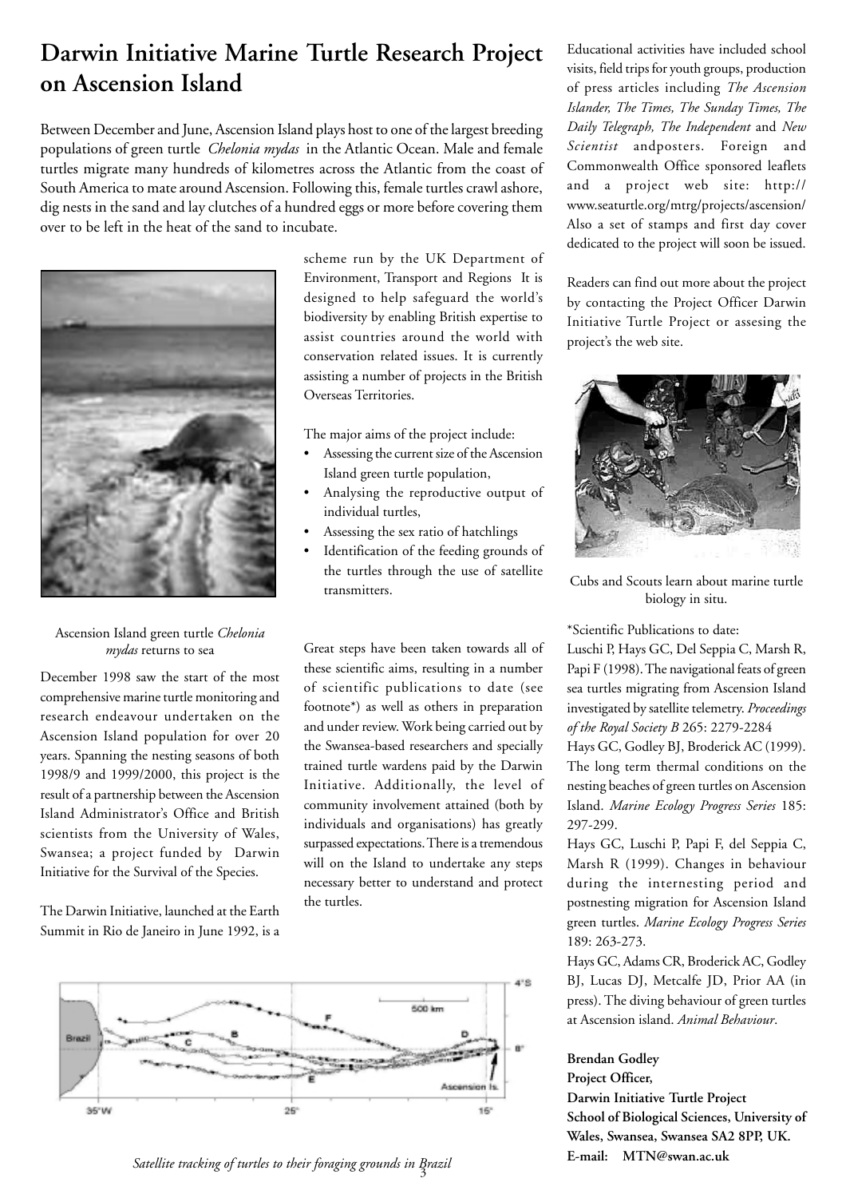# Darwin Initiative Marine Turtle Research Project on Ascension Island

Between December and June, Ascension Island plays host to one of the largest breeding populations of green turtle *Chelonia mydas* in the Atlantic Ocean. Male and female turtles migrate many hundreds of kilometres across the Atlantic from the coast of South America to mate around Ascension. Following this, female turtles crawl ashore, dig nests in the sand and lay clutches of a hundred eggs or more before covering them over to be left in the heat of the sand to incubate.

Ascension Island green turtle *Chelonia mydas* returns to sea

December 1998 saw the start of the most comprehensive marine turtle monitoring and research endeavour undertaken on the Ascension Island population for over 20 years. Spanning the nesting seasons of both 1998/9 and 1999/2000, this project is the result of a partnership between the Ascension Island Administrator's Office and British scientists from the University of Wales, Swansea; a project funded by Darwin Initiative for the Survival of the Species.

The Darwin Initiative, launched at the Earth Summit in Rio de Janeiro in June 1992, is a scheme run by the UK Department of Environment, Transport and Regions It is designed to help safeguard the world's biodiversity by enabling British expertise to assist countries around the world with conservation related issues. It is currently assisting a number of projects in the British Overseas Territories.

The major aims of the project include:

- Assessing the current size of the Ascension Island green turtle population,
- Analysing the reproductive output of individual turtles,
- Assessing the sex ratio of hatchlings
- Identification of the feeding grounds of the turtles through the use of satellite transmitters.

Great steps have been taken towards all of these scientific aims, resulting in a number of scientific publications to date (see footnote*) as well as others in preparation and under review. Work being carried out by the Swansea-based researchers and specially trained turtle wardens paid by the Darwin Initiative. Additionally, the level of community involvement attained (both by individuals and organisations) has greatly surpassed expectations. There is a tremendous will on the Island to undertake any steps necessary better to understand and protect the turtles.

Satellite tracking of turtles to their foraging grounds in Brazil

Educational activities have included school visits, field trips for youth groups, production of press articles including *The Ascension Islander, The Times, The Sunday Times, The Daily Telegraph, The Independent* and *New Scientist* andposters. Foreign and Commonwealth Office sponsored leaflets and a project web site: http://www.seaturtle.org/mtrg/projects/ascension/ Also a set of stamps and first day cover dedicated to the project will soon be issued.

Readers can find out more about the project by contacting the Project Officer Darwin Initiative Turtle Project or assesing the project's the web site.

Cubs and Scouts learn about marine turtle biology in situ.

*Scientific Publications to date:

Luschi P, Hays GC, Del Seppia C, Marsh R, Papi F (1998). The navigational feats of green sea turtles migrating from Ascension Island investigated by satellite telemetry. *Proceedings of the Royal Society B* 265: 2279-2284

Hays GC, Godley BJ, Broderick AC (1999). The long term thermal conditions on the nesting beaches of green turtles on Ascension Island. *Marine Ecology Progress Series* 185: 297-299.

Hays GC, Luschi P, Papi F, del Seppia C, Marsh R (1999). Changes in behaviour during the internesting period and postnesting migration for Ascension Island green turtles. *Marine Ecology Progress Series* 189: 263-273.

Hays GC, Adams CR, Broderick AC, Godley BJ, Lucas DJ, Metcalfe JD, Prior AA (in press). The diving behaviour of green turtles at Ascension island. *Animal Behaviour*.

**Brendan Godley**
**Project Officer,**
**Darwin Initiative Turtle Project**
**School of Biological Sciences, University of Wales, Swansea, Swansea SA2 8PP, UK.**
**E-mail: MTN@swan.ac.uk**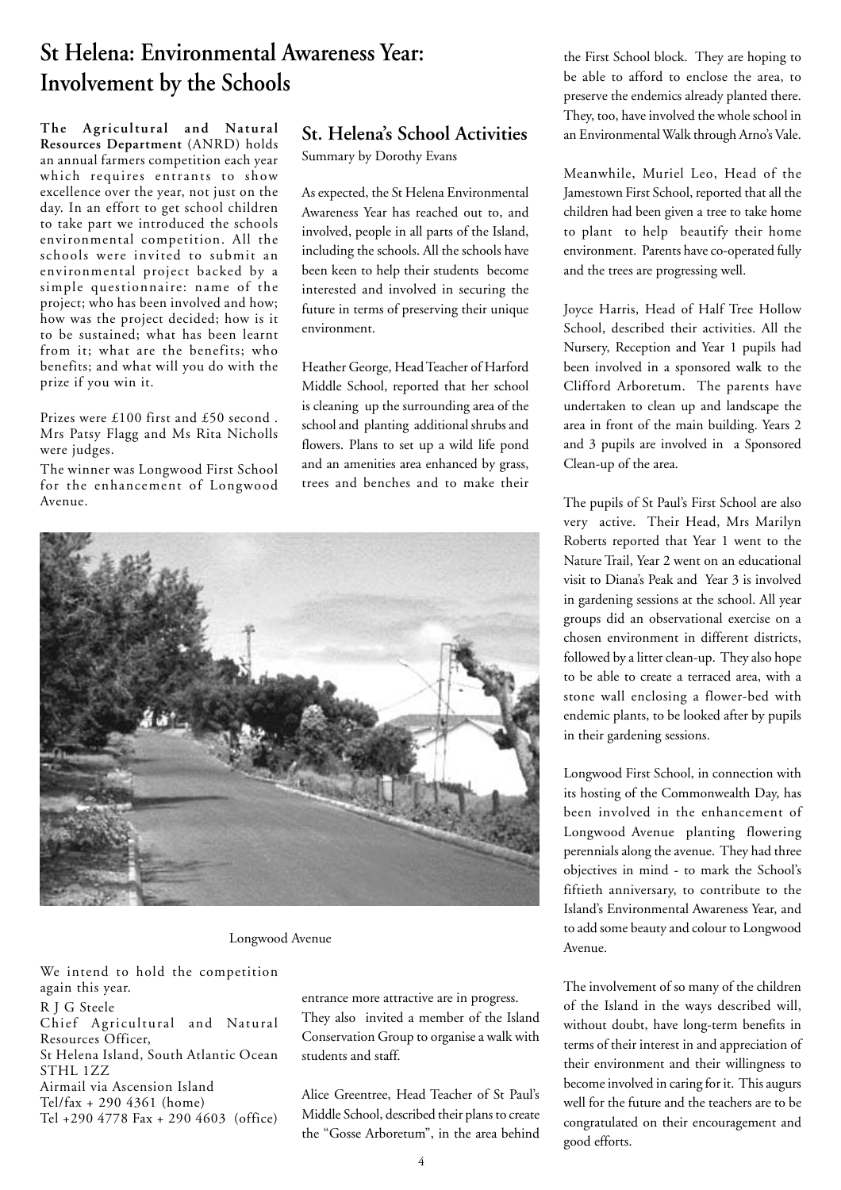# St Helena: Environmental Awareness Year: Involvement by the Schools

**The Agricultural and Natural Resources Department** (ANRD) holds an annual farmers competition each year which requires entrants to show excellence over the year, not just on the day. In an effort to get school children to take part we introduced the schools environmental competition. All the schools were invited to submit an environmental project backed by a simple questionnaire: name of the project; who has been involved and how; how was the project decided; how is it to be sustained; what has been learnt from it; what are the benefits; who benefits; and what will you do with the prize if you win it.

Prizes were £100 first and £50 second . Mrs Patsy Flagg and Ms Rita Nicholls were judges.

The winner was Longwood First School for the enhancement of Longwood Avenue.

We intend to hold the competition again this year.

R J G Steele
Chief Agricultural and Natural Resources Officer,
St Helena Island, South Atlantic Ocean
STHL 1ZZ
Airmail via Ascension Island
Tel/fax + 290 4361 (home)
Tel +290 4778 Fax + 290 4603 (office)

## St. Helena's School Activities

Summary by Dorothy Evans

As expected, the St Helena Environmental Awareness Year has reached out to, and involved, people in all parts of the Island, including the schools. All the schools have been keen to help their students become interested and involved in securing the future in terms of preserving their unique environment.

Heather George, Head Teacher of Harford Middle School, reported that her school is cleaning up the surrounding area of the school and planting additional shrubs and flowers. Plans to set up a wild life pond and an amenities area enhanced by grass, trees and benches and to make their entrance more attractive are in progress. They also invited a member of the Island Conservation Group to organise a walk with students and staff.

Alice Greentree, Head Teacher of St Paul's Middle School, described their plans to create the "Gosse Arboretum", in the area behind the First School block. They are hoping to be able to afford to enclose the area, to preserve the endemics already planted there. They, too, have involved the whole school in an Environmental Walk through Arno's Vale.

Longwood Avenue

Meanwhile, Muriel Leo, Head of the Jamestown First School, reported that all the children had been given a tree to take home to plant to help beautify their home environment. Parents have co-operated fully and the trees are progressing well.

Joyce Harris, Head of Half Tree Hollow School, described their activities. All the Nursery, Reception and Year 1 pupils had been involved in a sponsored walk to the Clifford Arboretum. The parents have undertaken to clean up and landscape the area in front of the main building. Years 2 and 3 pupils are involved in a Sponsored Clean-up of the area.

The pupils of St Paul's First School are also very active. Their Head, Mrs Marilyn Roberts reported that Year 1 went to the Nature Trail, Year 2 went on an educational visit to Diana's Peak and Year 3 is involved in gardening sessions at the school. All year groups did an observational exercise on a chosen environment in different districts, followed by a litter clean-up. They also hope to be able to create a terraced area, with a stone wall enclosing a flower-bed with endemic plants, to be looked after by pupils in their gardening sessions.

Longwood First School, in connection with its hosting of the Commonwealth Day, has been involved in the enhancement of Longwood Avenue planting flowering perennials along the avenue. They had three objectives in mind - to mark the School's fiftieth anniversary, to contribute to the Island's Environmental Awareness Year, and to add some beauty and colour to Longwood Avenue.

The involvement of so many of the children of the Island in the ways described will, without doubt, have long-term benefits in terms of their interest in and appreciation of their environment and their willingness to become involved in caring for it. This augurs well for the future and the teachers are to be congratulated on their encouragement and good efforts.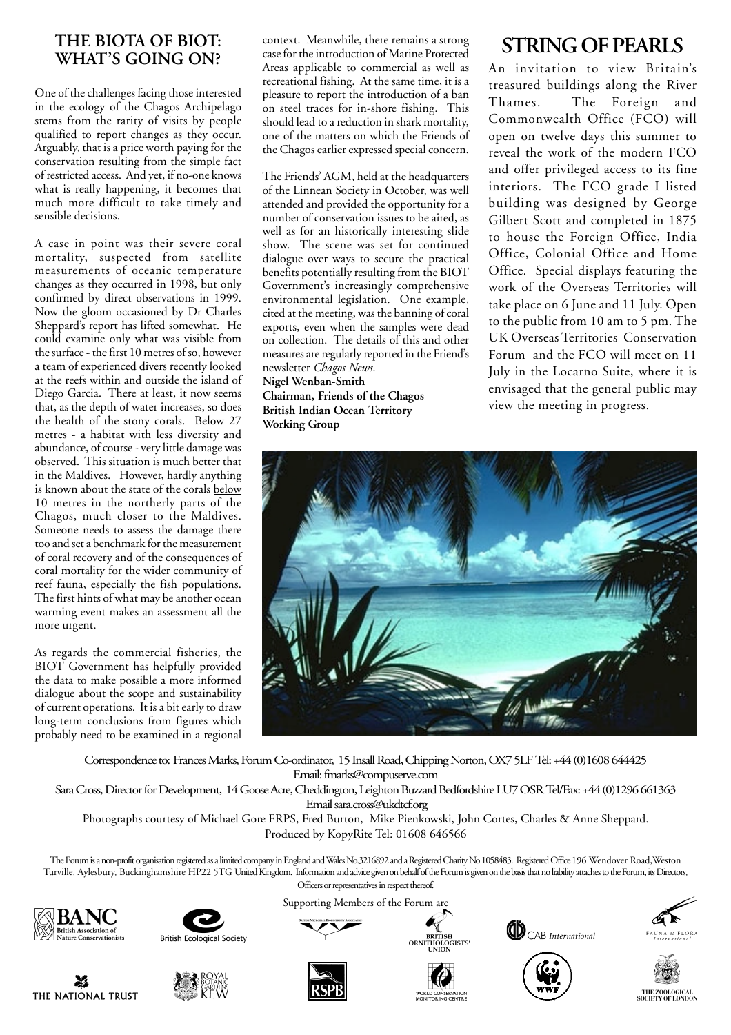## THE BIOTA OF BIOT: WHAT'S GOING ON?

One of the challenges facing those interested in the ecology of the Chagos Archipelago stems from the rarity of visits by people qualified to report changes as they occur. Arguably, that is a price worth paying for the conservation resulting from the simple fact of restricted access. And yet, if no-one knows what is really happening, it becomes that much more difficult to take timely and sensible decisions.

A case in point was their severe coral mortality, suspected from satellite measurements of oceanic temperature changes as they occurred in 1998, but only confirmed by direct observations in 1999. Now the gloom occasioned by Dr Charles Sheppard's report has lifted somewhat. He could examine only what was visible from the surface - the first 10 metres of so, however a team of experienced divers recently looked at the reefs within and outside the island of Diego Garcia. There at least, it now seems that, as the depth of water increases, so does the health of the stony corals. Below 27 metres - a habitat with less diversity and abundance, of course - very little damage was observed. This situation is much better that in the Maldives. However, hardly anything is known about the state of the corals below 10 metres in the northerly parts of the Chagos, much closer to the Maldives. Someone needs to assess the damage there too and set a benchmark for the measurement of coral recovery and of the consequences of coral mortality for the wider community of reef fauna, especially the fish populations. The first hints of what may be another ocean warming event makes an assessment all the more urgent.

As regards the commercial fisheries, the BIOT Government has helpfully provided the data to make possible a more informed dialogue about the scope and sustainability of current operations. It is a bit early to draw long-term conclusions from figures which probably need to be examined in a regional context. Meanwhile, there remains a strong case for the introduction of Marine Protected Areas applicable to commercial as well as recreational fishing. At the same time, it is a pleasure to report the introduction of a ban on steel traces for in-shore fishing. This should lead to a reduction in shark mortality, one of the matters on which the Friends of the Chagos earlier expressed special concern.

The Friends' AGM, held at the headquarters of the Linnean Society in October, was well attended and provided the opportunity for a number of conservation issues to be aired, as well as for an historically interesting slide show. The scene was set for continued dialogue over ways to secure the practical benefits potentially resulting from the BIOT Government's increasingly comprehensive environmental legislation. One example, cited at the meeting, was the banning of coral exports, even when the samples were dead on collection. The details of this and other measures are regularly reported in the Friend's newsletter *Chagos News*.

**Nigel Wenban-Smith**
**Chairman, Friends of the Chagos**
**British Indian Ocean Territory**
**Working Group**

## STRING OF PEARLS

An invitation to view Britain's treasured buildings along the River Thames. The Foreign and Commonwealth Office (FCO) will open on twelve days this summer to reveal the work of the modern FCO and offer privileged access to its fine interiors. The FCO grade I listed building was designed by George Gilbert Scott and completed in 1875 to house the Foreign Office, India Office, Colonial Office and Home Office. Special displays featuring the work of the Overseas Territories will take place on 6 June and 11 July. Open to the public from 10 am to 5 pm. The UK Overseas Territories Conservation Forum and the FCO will meet on 11 July in the Locarno Suite, where it is envisaged that the general public may view the meeting in progress.

Correspondence to: Frances Marks, Forum Co-ordinator, 15 Insall Road, Chipping Norton, OX7 5LF Tel: +44 (0)1608 644425
Email: fmarks@compuserve.com
Sara Cross, Director for Development, 14 Goose Acre, Cheddington, Leighton Buzzard Bedfordshire LU7 OSR Tel/Fax: +44 (0)1296 661363
Email sara.cross@ukdtcf.org
Photographs courtesy of Michael Gore FRPS, Fred Burton, Mike Pienkowski, John Cortes, Charles & Anne Sheppard.
Produced by KopyRite Tel: 01608 646566

The Forum is a non-profit organisation registered as a limited company in England and Wales No.3216892 and a Registered Charity No 1058483. Registered Office 196 Wendover Road, Weston Turville, Aylesbury, Buckinghamshire HP22 5TG United Kingdom. Information and advice given on behalf of the Forum is given on the basis that no liability attaches to the Forum, its Directors, Officers or representatives in respect thereof.

Supporting Members of the Forum are

BANC British Association of Nature Conservationists
British Ecological Society
British Microbial Biodiversity Association
British Ornithologists' Union
CAB International
Fauna & Flora International
The National Trust
Royal Botanic Gardens Kew
RSPB
World Conservation Monitoring Centre
WWF
The Zoological Society of London